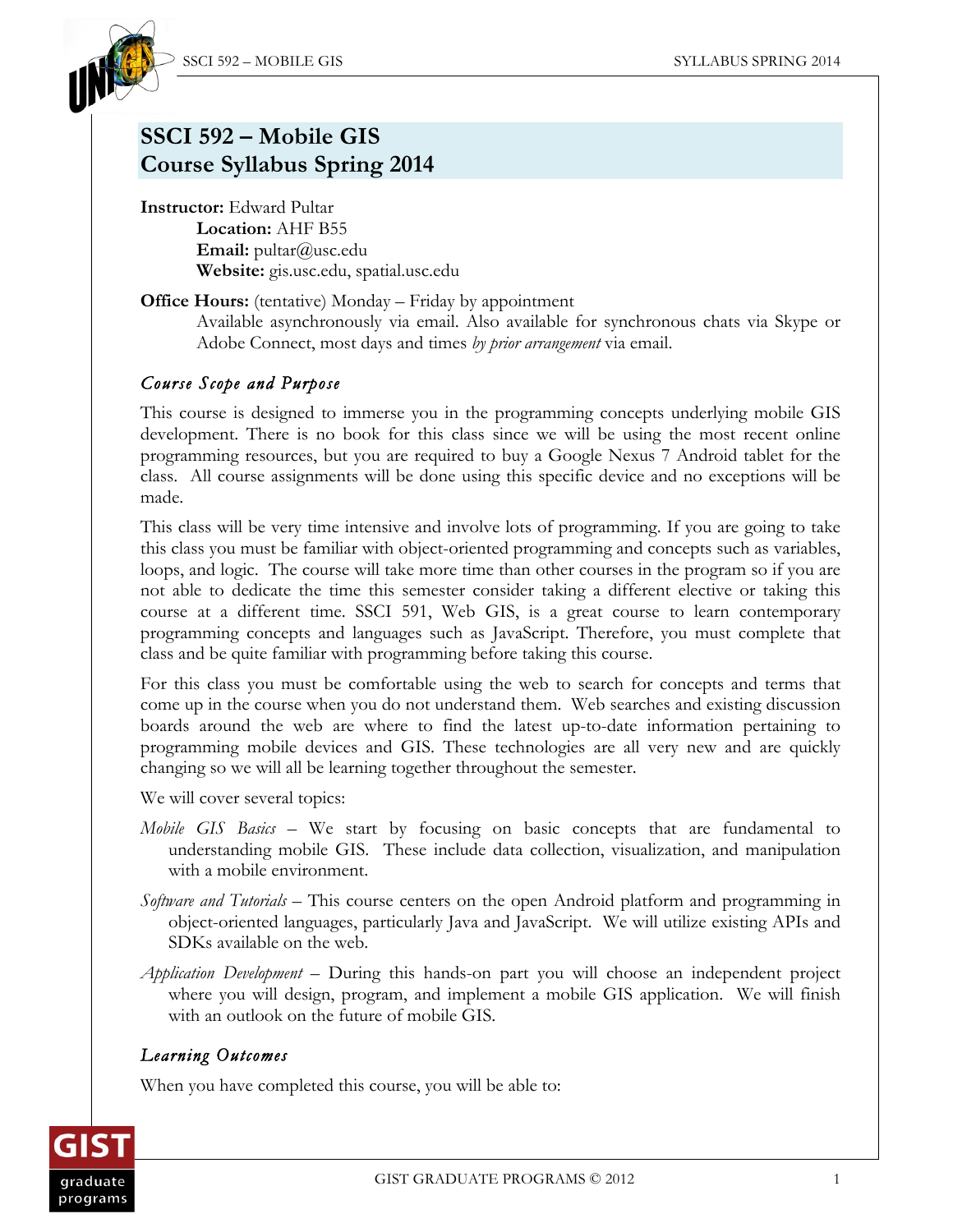# SSCI 592 – Mobile GIS
# Course Syllabus Spring 2014

**Instructor:** Edward Pultar
**Location:** AHF B55
**Email:** pultar@usc.edu
**Website:** gis.usc.edu, spatial.usc.edu

**Office Hours:** (tentative) Monday – Friday by appointment
Available asynchronously via email. Also available for synchronous chats via Skype or Adobe Connect, most days and times *by prior arrangement* via email.

## *Course Scope and Purpose*

This course is designed to immerse you in the programming concepts underlying mobile GIS development. There is no book for this class since we will be using the most recent online programming resources, but you are required to buy a Google Nexus 7 Android tablet for the class. All course assignments will be done using this specific device and no exceptions will be made.

This class will be very time intensive and involve lots of programming. If you are going to take this class you must be familiar with object-oriented programming and concepts such as variables, loops, and logic. The course will take more time than other courses in the program so if you are not able to dedicate the time this semester consider taking a different elective or taking this course at a different time. SSCI 591, Web GIS, is a great course to learn contemporary programming concepts and languages such as JavaScript. Therefore, you must complete that class and be quite familiar with programming before taking this course.

For this class you must be comfortable using the web to search for concepts and terms that come up in the course when you do not understand them. Web searches and existing discussion boards around the web are where to find the latest up-to-date information pertaining to programming mobile devices and GIS. These technologies are all very new and are quickly changing so we will all be learning together throughout the semester.

We will cover several topics:

*Mobile GIS Basics* – We start by focusing on basic concepts that are fundamental to understanding mobile GIS. These include data collection, visualization, and manipulation with a mobile environment.

*Software and Tutorials* – This course centers on the open Android platform and programming in object-oriented languages, particularly Java and JavaScript. We will utilize existing APIs and SDKs available on the web.

*Application Development* – During this hands-on part you will choose an independent project where you will design, program, and implement a mobile GIS application. We will finish with an outlook on the future of mobile GIS.

## *Learning Outcomes*

When you have completed this course, you will be able to: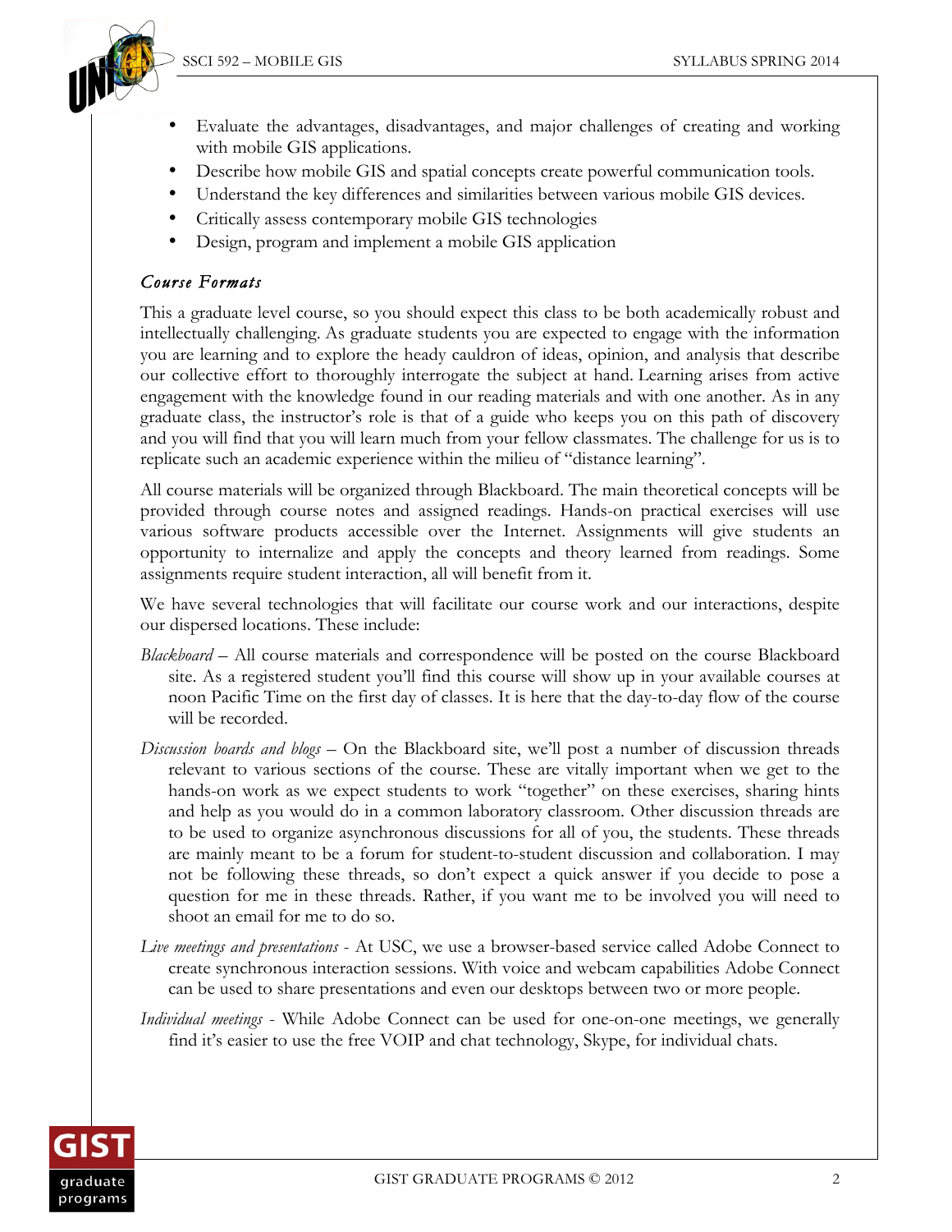- Evaluate the advantages, disadvantages, and major challenges of creating and working with mobile GIS applications.
- Describe how mobile GIS and spatial concepts create powerful communication tools.
- Understand the key differences and similarities between various mobile GIS devices.
- Critically assess contemporary mobile GIS technologies
- Design, program and implement a mobile GIS application

### *Course Formats*

This a graduate level course, so you should expect this class to be both academically robust and intellectually challenging. As graduate students you are expected to engage with the information you are learning and to explore the heady cauldron of ideas, opinion, and analysis that describe our collective effort to thoroughly interrogate the subject at hand. Learning arises from active engagement with the knowledge found in our reading materials and with one another. As in any graduate class, the instructor's role is that of a guide who keeps you on this path of discovery and you will find that you will learn much from your fellow classmates. The challenge for us is to replicate such an academic experience within the milieu of "distance learning".

All course materials will be organized through Blackboard. The main theoretical concepts will be provided through course notes and assigned readings. Hands-on practical exercises will use various software products accessible over the Internet. Assignments will give students an opportunity to internalize and apply the concepts and theory learned from readings. Some assignments require student interaction, all will benefit from it.

We have several technologies that will facilitate our course work and our interactions, despite our dispersed locations. These include:

*Blackboard* – All course materials and correspondence will be posted on the course Blackboard site. As a registered student you'll find this course will show up in your available courses at noon Pacific Time on the first day of classes. It is here that the day-to-day flow of the course will be recorded.

*Discussion boards and blogs* – On the Blackboard site, we'll post a number of discussion threads relevant to various sections of the course. These are vitally important when we get to the hands-on work as we expect students to work "together" on these exercises, sharing hints and help as you would do in a common laboratory classroom. Other discussion threads are to be used to organize asynchronous discussions for all of you, the students. These threads are mainly meant to be a forum for student-to-student discussion and collaboration. I may not be following these threads, so don't expect a quick answer if you decide to pose a question for me in these threads. Rather, if you want me to be involved you will need to shoot an email for me to do so.

*Live meetings and presentations* - At USC, we use a browser-based service called Adobe Connect to create synchronous interaction sessions. With voice and webcam capabilities Adobe Connect can be used to share presentations and even our desktops between two or more people.

*Individual meetings* - While Adobe Connect can be used for one-on-one meetings, we generally find it's easier to use the free VOIP and chat technology, Skype, for individual chats.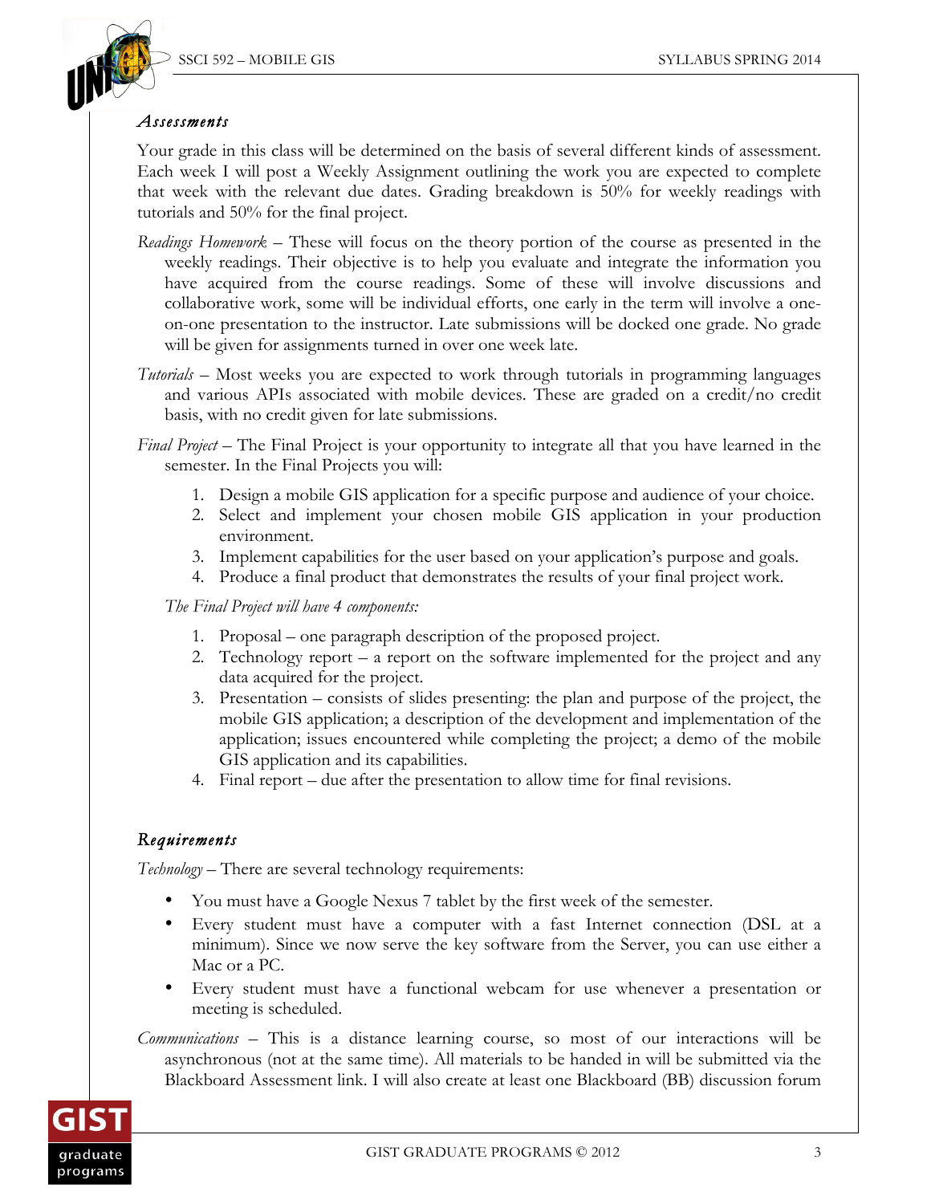### *Assessments*

Your grade in this class will be determined on the basis of several different kinds of assessment. Each week I will post a Weekly Assignment outlining the work you are expected to complete that week with the relevant due dates. Grading breakdown is 50% for weekly readings with tutorials and 50% for the final project.

*Readings Homework* – These will focus on the theory portion of the course as presented in the weekly readings. Their objective is to help you evaluate and integrate the information you have acquired from the course readings. Some of these will involve discussions and collaborative work, some will be individual efforts, one early in the term will involve a one-on-one presentation to the instructor. Late submissions will be docked one grade. No grade will be given for assignments turned in over one week late.

*Tutorials* – Most weeks you are expected to work through tutorials in programming languages and various APIs associated with mobile devices. These are graded on a credit/no credit basis, with no credit given for late submissions.

*Final Project* – The Final Project is your opportunity to integrate all that you have learned in the semester. In the Final Projects you will:

1. Design a mobile GIS application for a specific purpose and audience of your choice.
2. Select and implement your chosen mobile GIS application in your production environment.
3. Implement capabilities for the user based on your application's purpose and goals.
4. Produce a final product that demonstrates the results of your final project work.

*The Final Project will have 4 components:*

1. Proposal – one paragraph description of the proposed project.
2. Technology report – a report on the software implemented for the project and any data acquired for the project.
3. Presentation – consists of slides presenting: the plan and purpose of the project, the mobile GIS application; a description of the development and implementation of the application; issues encountered while completing the project; a demo of the mobile GIS application and its capabilities.
4. Final report – due after the presentation to allow time for final revisions.

### *Requirements*

*Technology* – There are several technology requirements:

- You must have a Google Nexus 7 tablet by the first week of the semester.
- Every student must have a computer with a fast Internet connection (DSL at a minimum). Since we now serve the key software from the Server, you can use either a Mac or a PC.
- Every student must have a functional webcam for use whenever a presentation or meeting is scheduled.

*Communications* – This is a distance learning course, so most of our interactions will be asynchronous (not at the same time). All materials to be handed in will be submitted via the Blackboard Assessment link. I will also create at least one Blackboard (BB) discussion forum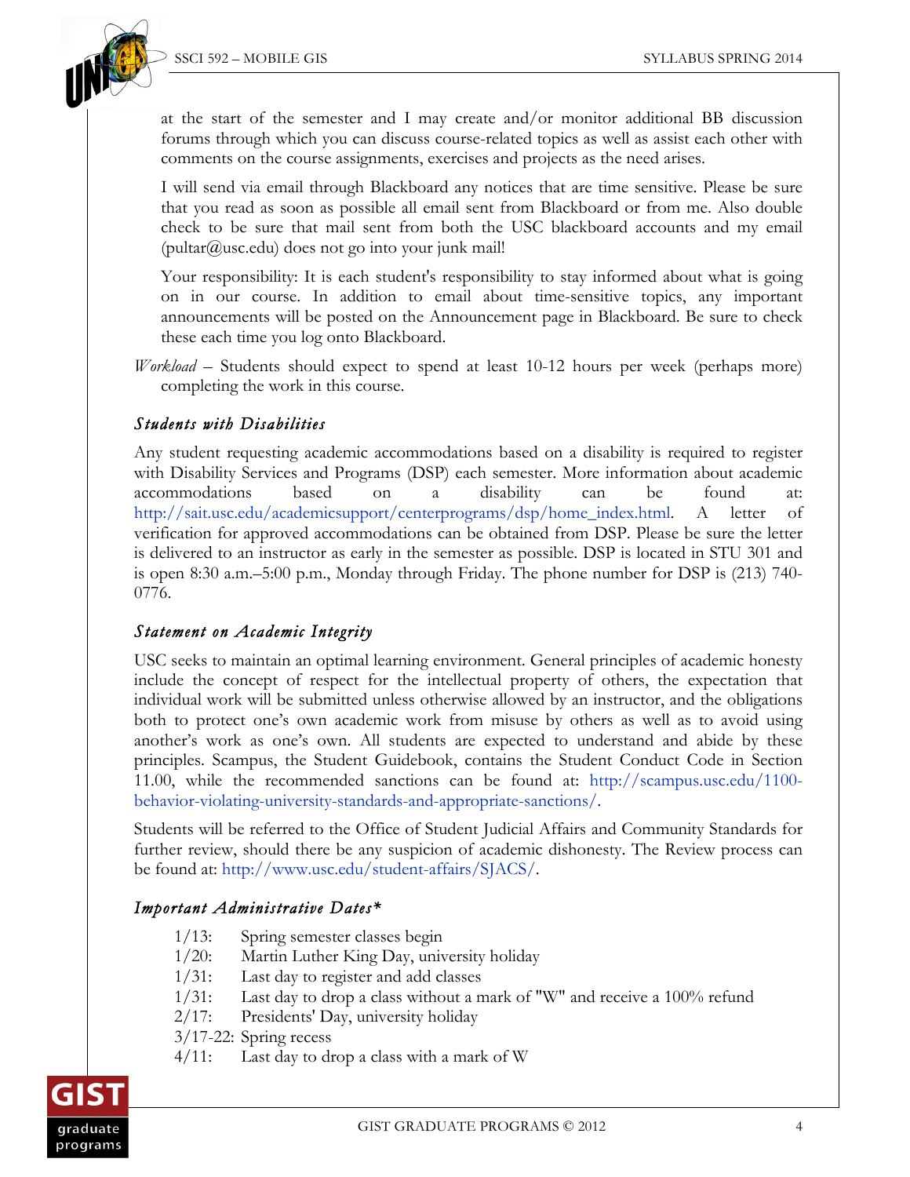at the start of the semester and I may create and/or monitor additional BB discussion forums through which you can discuss course-related topics as well as assist each other with comments on the course assignments, exercises and projects as the need arises.

I will send via email through Blackboard any notices that are time sensitive. Please be sure that you read as soon as possible all email sent from Blackboard or from me. Also double check to be sure that mail sent from both the USC blackboard accounts and my email (pultar@usc.edu) does not go into your junk mail!

Your responsibility: It is each student's responsibility to stay informed about what is going on in our course. In addition to email about time-sensitive topics, any important announcements will be posted on the Announcement page in Blackboard. Be sure to check these each time you log onto Blackboard.

*Workload* – Students should expect to spend at least 10-12 hours per week (perhaps more) completing the work in this course.

### *Students with Disabilities*

Any student requesting academic accommodations based on a disability is required to register with Disability Services and Programs (DSP) each semester. More information about academic accommodations based on a disability can be found at: http://sait.usc.edu/academicsupport/centerprograms/dsp/home_index.html. A letter of verification for approved accommodations can be obtained from DSP. Please be sure the letter is delivered to an instructor as early in the semester as possible. DSP is located in STU 301 and is open 8:30 a.m.–5:00 p.m., Monday through Friday. The phone number for DSP is (213) 740-0776.

### *Statement on Academic Integrity*

USC seeks to maintain an optimal learning environment. General principles of academic honesty include the concept of respect for the intellectual property of others, the expectation that individual work will be submitted unless otherwise allowed by an instructor, and the obligations both to protect one's own academic work from misuse by others as well as to avoid using another's work as one's own. All students are expected to understand and abide by these principles. Scampus, the Student Guidebook, contains the Student Conduct Code in Section 11.00, while the recommended sanctions can be found at: http://scampus.usc.edu/1100-behavior-violating-university-standards-and-appropriate-sanctions/.

Students will be referred to the Office of Student Judicial Affairs and Community Standards for further review, should there be any suspicion of academic dishonesty. The Review process can be found at: http://www.usc.edu/student-affairs/SJACS/.

### *Important Administrative Dates**

- 1/13: Spring semester classes begin
- 1/20: Martin Luther King Day, university holiday
- 1/31: Last day to register and add classes
- 1/31: Last day to drop a class without a mark of "W" and receive a 100% refund
- 2/17: Presidents' Day, university holiday
- 3/17-22: Spring recess
- 4/11: Last day to drop a class with a mark of W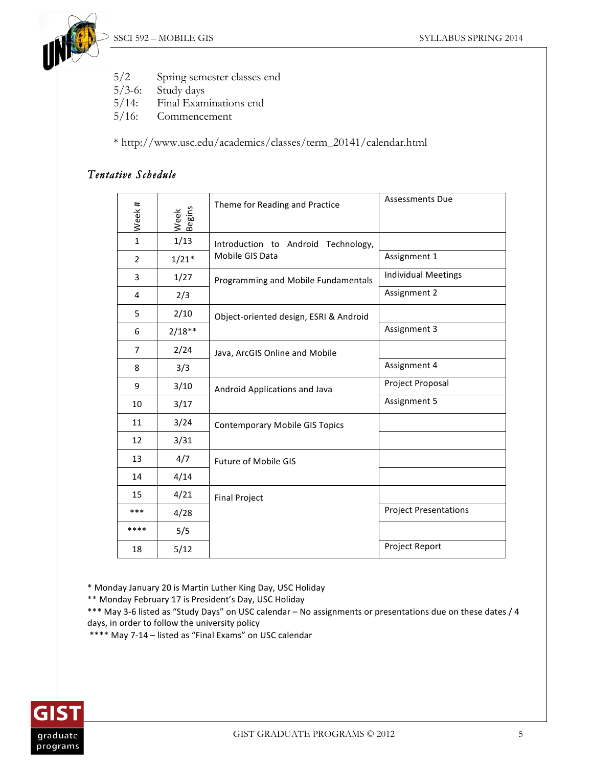5/2 Spring semester classes end
5/3-6: Study days
5/14: Final Examinations end
5/16: Commencement

* http://www.usc.edu/academics/classes/term_20141/calendar.html

### *Tentative Schedule*

| Week # | Week Begins | Theme for Reading and Practice | Assessments Due |
|---|---|---|---|
| 1 | 1/13 | Introduction to Android Technology, Mobile GIS Data | |
| 2 | 1/21* | | Assignment 1 |
| 3 | 1/27 | Programming and Mobile Fundamentals | Individual Meetings |
| 4 | 2/3 | | Assignment 2 |
| 5 | 2/10 | Object-oriented design, ESRI & Android | |
| 6 | 2/18** | | Assignment 3 |
| 7 | 2/24 | Java, ArcGIS Online and Mobile | |
| 8 | 3/3 | | Assignment 4 |
| 9 | 3/10 | Android Applications and Java | Project Proposal |
| 10 | 3/17 | | Assignment 5 |
| 11 | 3/24 | Contemporary Mobile GIS Topics | |
| 12 | 3/31 | | |
| 13 | 4/7 | Future of Mobile GIS | |
| 14 | 4/14 | | |
| 15 | 4/21 | Final Project | |
| *** | 4/28 | | Project Presentations |
| **** | 5/5 | | |
| 18 | 5/12 | | Project Report |

* Monday January 20 is Martin Luther King Day, USC Holiday
** Monday February 17 is President's Day, USC Holiday
*** May 3-6 listed as "Study Days" on USC calendar – No assignments or presentations due on these dates / 4 days, in order to follow the university policy
**** May 7-14 – listed as "Final Exams" on USC calendar